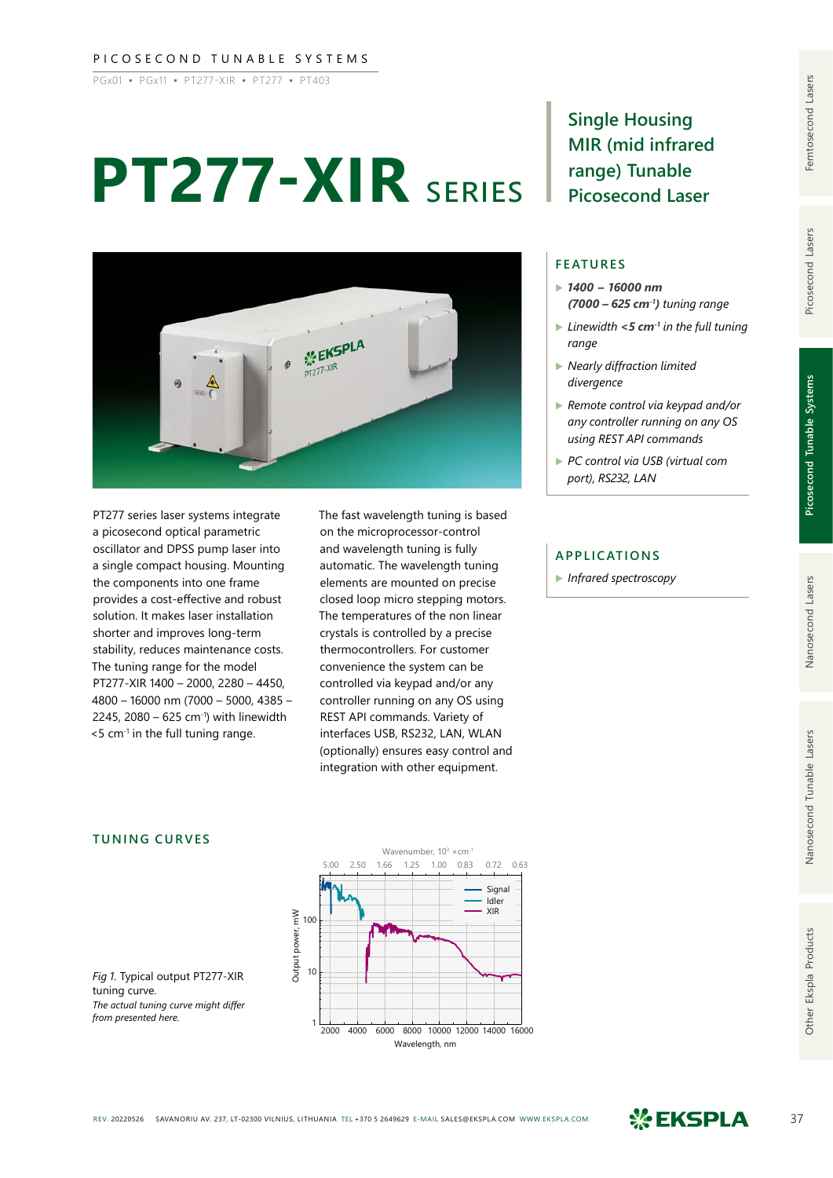PICOSECOND TUNABLE SYSTEMS

PGx01 ▪ PGx11 ▪ PT277-XIR ▪ PT277 ▪ PT403

# PT277-XIR SERIES

## Single Housing MIR (mid infrared range) Tunable Picosecond Laser

PT277 series laser systems integrate a picosecond optical parametric oscillator and DPSS pump laser into a single compact housing. Mounting the components into one frame provides a cost-effective and robust solution. It makes laser installation shorter and improves long-term stability, reduces maintenance costs. The tuning range for the model PT277-XIR 1400 – 2000, 2280 – 4450, 4800 – 16000 nm (7000 – 5000, 4385 – 2245, 2080 – 625 $cm^{-1}$) with linewidth <5 $cm^{-1}$ in the full tuning range.

The fast wavelength tuning is based on the microprocessor-control and wavelength tuning is fully automatic. The wavelength tuning elements are mounted on precise closed loop micro stepping motors. The temperatures of the non linear crystals is controlled by a precise thermocontrollers. For customer convenience the system can be controlled via keypad and/or any controller running on any OS using REST API commands. Variety of interfaces USB, RS232, LAN, WLAN (optionally) ensures easy control and integration with other equipment.

### FEATURES

- ***1400 – 16000 nm (7000 – 625 $cm^{-1}$)*** *tuning range*
- *Linewidth* ***<5 $cm^{-1}$*** *in the full tuning range*
- *Nearly diffraction limited divergence*
- *Remote control via keypad and/or any controller running on any OS using REST API commands*
- *PC control via USB (virtual com port), RS232, LAN*

### APPLICATIONS

- *Infrared spectroscopy*

### TUNING CURVES

*Fig 1.* Typical output PT277-XIR tuning curve.
*The actual tuning curve might differ from presented here.*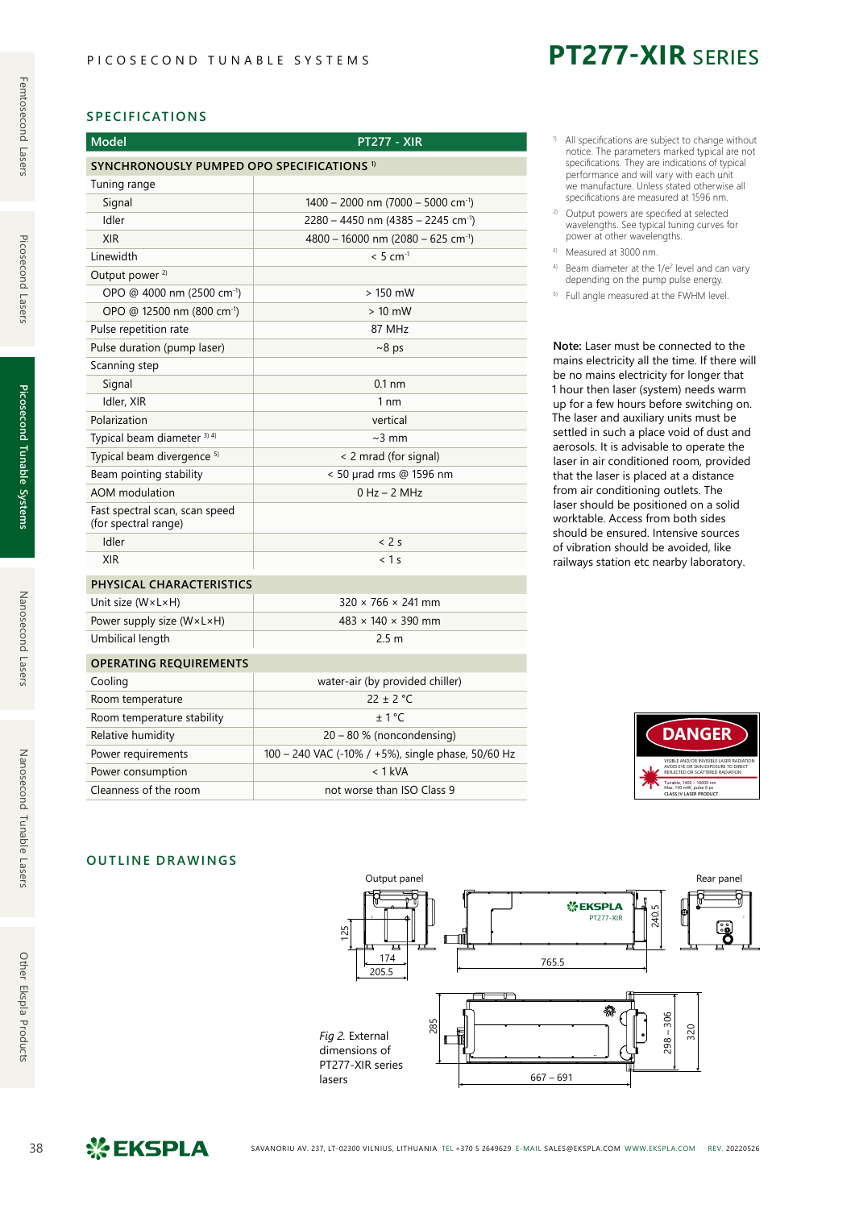PICOSECOND TUNABLE SYSTEMS

# PT277-XIR SERIES

## SPECIFICATIONS

| Model | PT277 - XIR |
|---|---|
| **SYNCHRONOUSLY PUMPED OPO SPECIFICATIONS** [1] | |
| Tuning range | |
| Signal | 1400 – 2000 nm (7000 – 5000 $cm^{-1}$) |
| Idler | 2280 – 4450 nm (4385 – 2245 $cm^{-1}$) |
| XIR | 4800 – 16000 nm (2080 – 625 $cm^{-1}$) |
| Linewidth | < 5 $cm^{-1}$ |
| Output power [2] | |
| OPO @ 4000 nm (2500 $cm^{-1}$) | > 150 mW |
| OPO @ 12500 nm (800 $cm^{-1}$) | > 10 mW |
| Pulse repetition rate | 87 MHz |
| Pulse duration (pump laser) | ~8 ps |
| Scanning step | |
| Signal | 0.1 nm |
| Idler, XIR | 1 nm |
| Polarization | vertical |
| Typical beam diameter [3] [4] | ~3 mm |
| Typical beam divergence [5] | < 2 mrad (for signal) |
| Beam pointing stability | < 50 µrad rms @ 1596 nm |
| AOM modulation | 0 Hz – 2 MHz |
| Fast spectral scan, scan speed (for spectral range) | |
| Idler | < 2 s |
| XIR | < 1 s |
| **PHYSICAL CHARACTERISTICS** | |
| Unit size (W×L×H) | 320 × 766 × 241 mm |
| Power supply size (W×L×H) | 483 × 140 × 390 mm |
| Umbilical length | 2.5 m |
| **OPERATING REQUIREMENTS** | |
| Cooling | water-air (by provided chiller) |
| Room temperature | 22 ± 2 °C |
| Room temperature stability | ± 1 °C |
| Relative humidity | 20 – 80 % (noncondensing) |
| Power requirements | 100 – 240 VAC (-10% / +5%), single phase, 50/60 Hz |
| Power consumption | < 1 kVA |
| Cleanness of the room | not worse than ISO Class 9 |

1) All specifications are subject to change without notice. The parameters marked typical are not specifications. They are indications of typical performance and will vary with each unit we manufacture. Unless stated otherwise all specifications are measured at 1596 nm.

2) Output powers are specified at selected wavelengths. See typical tuning curves for power at other wavelengths.

3) Measured at 3000 nm.

4) Beam diameter at the $1/e^2$ level and can vary depending on the pump pulse energy.

5) Full angle measured at the FWHM level.

**Note:** Laser must be connected to the mains electricity all the time. If there will be no mains electricity for longer that 1 hour then laser (system) needs warm up for a few hours before switching on. The laser and auxiliary units must be settled in such a place void of dust and aerosols. It is advisable to operate the laser in air conditioned room, provided that the laser is placed at a distance from air conditioning outlets. The laser should be positioned on a solid worktable. Access from both sides should be ensured. Intensive sources of vibration should be avoided, like railways station etc nearby laboratory.

DANGER

VISIBLE AND/OR INVISIBLE LASER RADIATION
AVOID EYE OR SKIN EXPOSURE TO DIRECT REFLECTED OR SCATTERED RADIATION
Tunable, 1400 – 16000 nm
Max. 150 mW, pulse 8 ps
CLASS IV LASER PRODUCT

## OUTLINE DRAWINGS

Output panel
Rear panel
125
174
205.5
EKSPLA
PT277-XIR
765.5
240.5
285
298 – 306
320
667 – 691

*Fig 2.* External dimensions of PT277-XIR series lasers